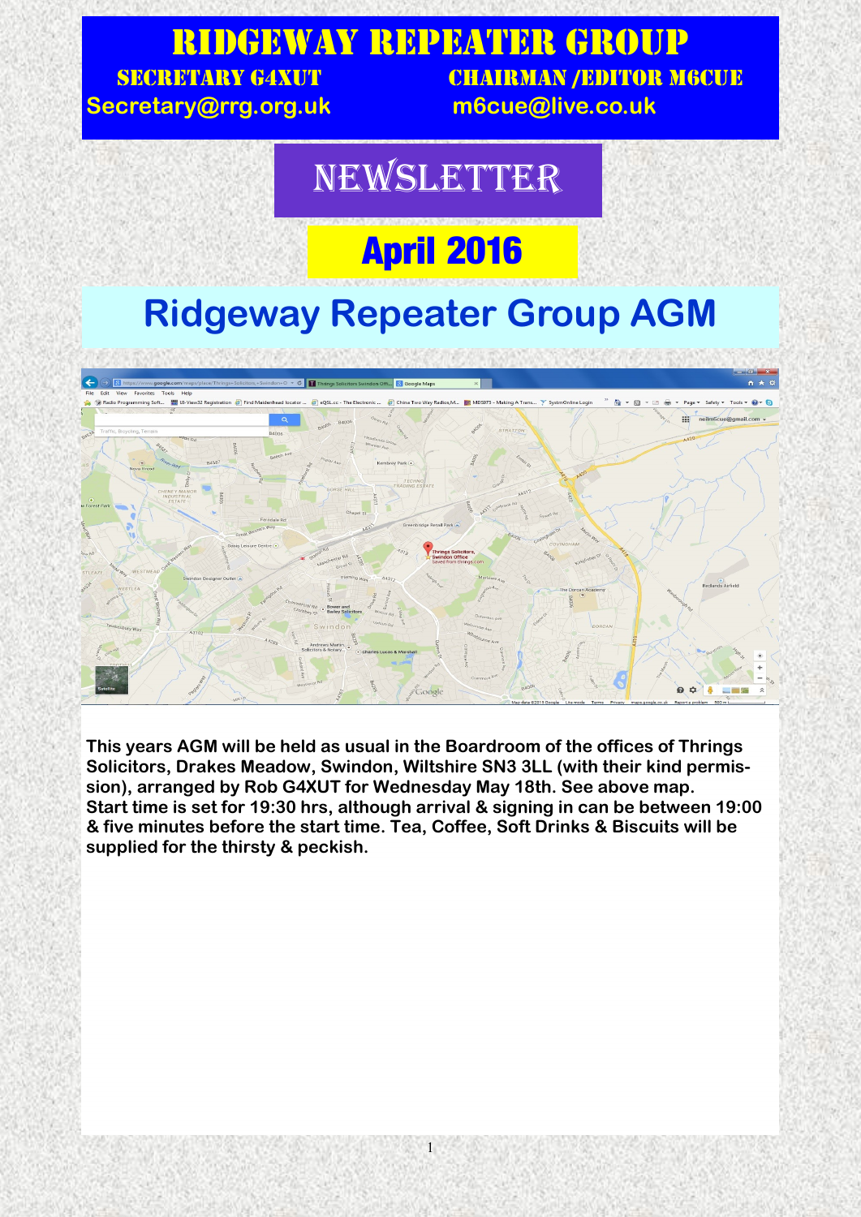# RIDGEWAY REPEATER GROUP

**SECRETARY G4XUT** — Secretary@rrg.org.uk

**CHAIRMAN /EDITOR M6CUE** — m6cue@live.co.uk

# NEWSLETTER

## April 2016

## Ridgeway Repeater Group AGM

**This years AGM will be held as usual in the Boardroom of the offices of Thrings Solicitors, Drakes Meadow, Swindon, Wiltshire SN3 3LL (with their kind permission), arranged by Rob G4XUT for Wednesday May 18th. See above map.**
**Start time is set for 19:30 hrs, although arrival & signing in can be between 19:00 & five minutes before the start time. Tea, Coffee, Soft Drinks & Biscuits will be supplied for the thirsty & peckish.**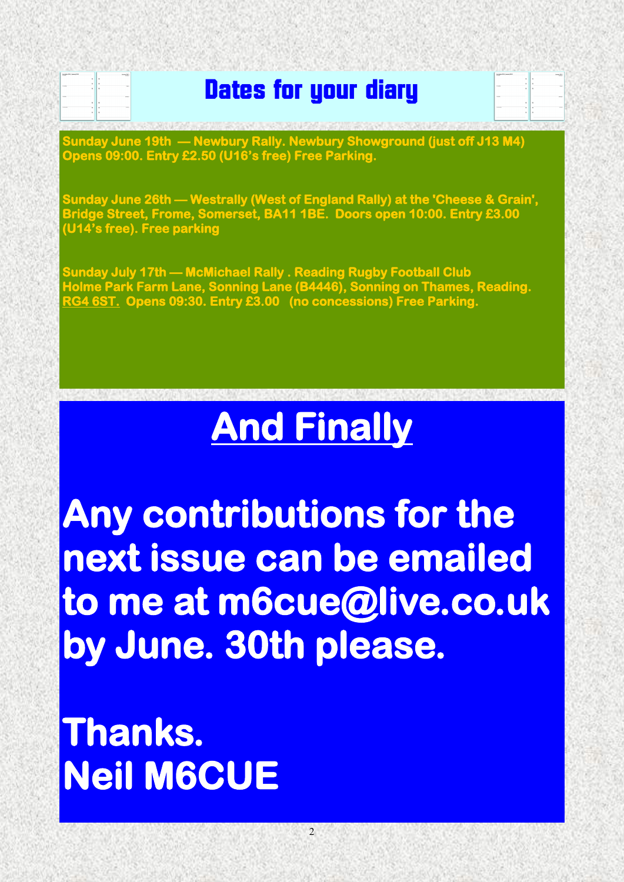# Dates for your diary

**Sunday June 19th — Newbury Rally. Newbury Showground (just off J13 M4) Opens 09:00. Entry £2.50 (U16's free) Free Parking.**

**Sunday June 26th — Westrally (West of England Rally) at the 'Cheese & Grain', Bridge Street, Frome, Somerset, BA11 1BE. Doors open 10:00. Entry £3.00 (U14's free). Free parking**

**Sunday July 17th — McMichael Rally . Reading Rugby Football Club Holme Park Farm Lane, Sonning Lane (B4446), Sonning on Thames, Reading. RG4 6ST. Opens 09:30. Entry £3.00 (no concessions) Free Parking.**

# And Finally

**Any contributions for the next issue can be emailed to me at m6cue@live.co.uk by June. 30th please.**

**Thanks.**
**Neil M6CUE**